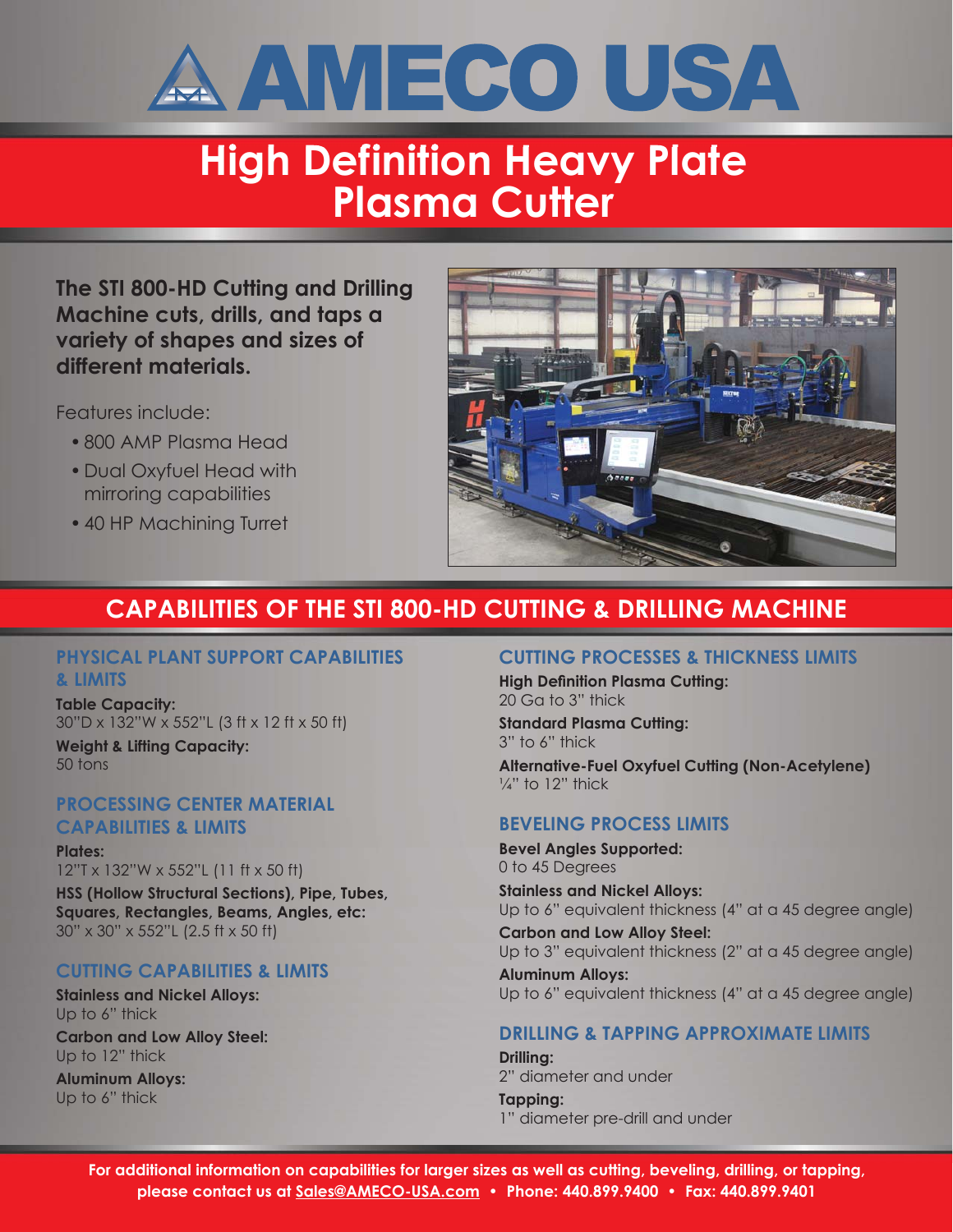# AMECO USA

# High Definition Heavy Plate Plasma Cutter

**The STI 800-HD Cutting and Drilling Machine cuts, drills, and taps a variety of shapes and sizes of different materials.**

Features include:

- 800 AMP Plasma Head
- Dual Oxyfuel Head with mirroring capabilities
- 40 HP Machining Turret

## CAPABILITIES OF THE STI 800-HD CUTTING & DRILLING MACHINE

### PHYSICAL PLANT SUPPORT CAPABILITIES & LIMITS

**Table Capacity:**
30"D x 132"W x 552"L (3 ft x 12 ft x 50 ft)

**Weight & Lifting Capacity:**
50 tons

### PROCESSING CENTER MATERIAL CAPABILITIES & LIMITS

**Plates:**
12"T x 132"W x 552"L (11 ft x 50 ft)

**HSS (Hollow Structural Sections), Pipe, Tubes, Squares, Rectangles, Beams, Angles, etc:**
30" x 30" x 552"L (2.5 ft x 50 ft)

### CUTTING CAPABILITIES & LIMITS

**Stainless and Nickel Alloys:**
Up to 6" thick

**Carbon and Low Alloy Steel:**
Up to 12" thick

**Aluminum Alloys:**
Up to 6" thick

### CUTTING PROCESSES & THICKNESS LIMITS

**High Definition Plasma Cutting:**
20 Ga to 3" thick

**Standard Plasma Cutting:**
3" to 6" thick

**Alternative-Fuel Oxyfuel Cutting (Non-Acetylene)**
¼" to 12" thick

### BEVELING PROCESS LIMITS

**Bevel Angles Supported:**
0 to 45 Degrees

**Stainless and Nickel Alloys:**
Up to 6" equivalent thickness (4" at a 45 degree angle)

**Carbon and Low Alloy Steel:**
Up to 3" equivalent thickness (2" at a 45 degree angle)

**Aluminum Alloys:**
Up to 6" equivalent thickness (4" at a 45 degree angle)

### DRILLING & TAPPING APPROXIMATE LIMITS

**Drilling:**
2" diameter and under

**Tapping:**
1" diameter pre-drill and under

**For additional information on capabilities for larger sizes as well as cutting, beveling, drilling, or tapping, please contact us at Sales@AMECO-USA.com • Phone: 440.899.9400 • Fax: 440.899.9401**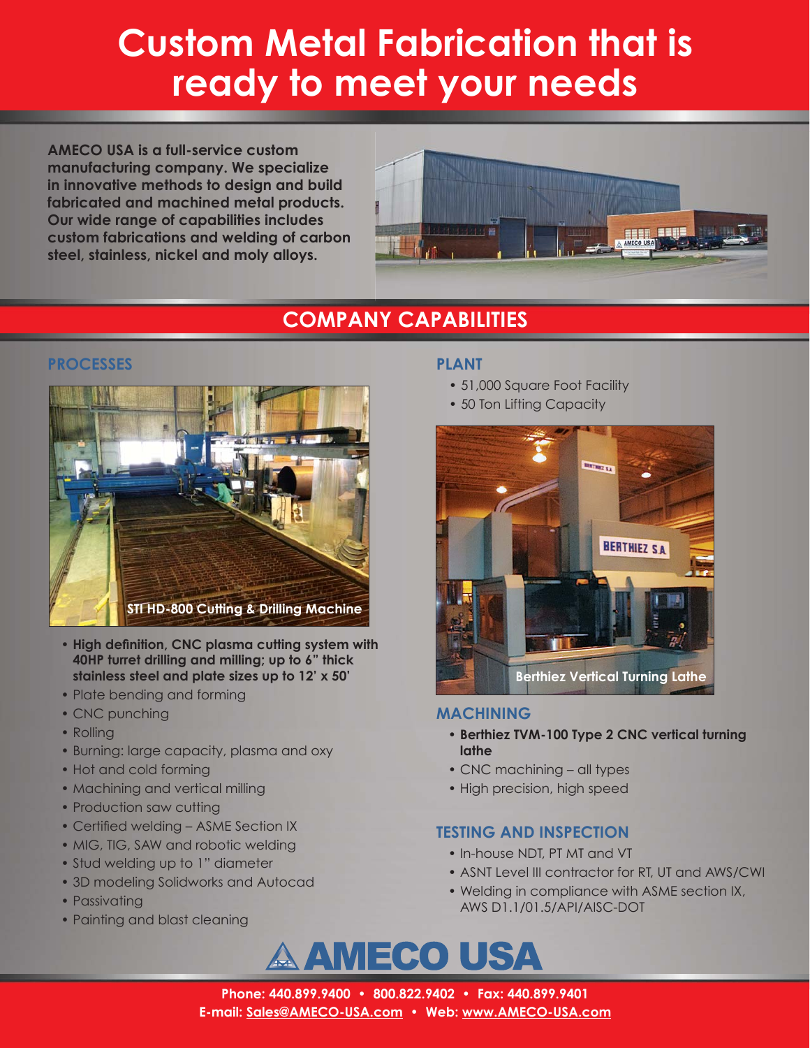# Custom Metal Fabrication that is ready to meet your needs

**AMECO USA is a full-service custom manufacturing company. We specialize in innovative methods to design and build fabricated and machined metal products. Our wide range of capabilities includes custom fabrications and welding of carbon steel, stainless, nickel and moly alloys.**

## COMPANY CAPABILITIES

### PROCESSES

STI HD-800 Cutting & Drilling Machine

- **High definition, CNC plasma cutting system with 40HP turret drilling and milling; up to 6" thick stainless steel and plate sizes up to 12' x 50'**
- Plate bending and forming
- CNC punching
- Rolling
- Burning: large capacity, plasma and oxy
- Hot and cold forming
- Machining and vertical milling
- Production saw cutting
- Certified welding – ASME Section IX
- MIG, TIG, SAW and robotic welding
- Stud welding up to 1" diameter
- 3D modeling Solidworks and Autocad
- Passivating
- Painting and blast cleaning

### PLANT

- 51,000 Square Foot Facility
- 50 Ton Lifting Capacity

Berthiez Vertical Turning Lathe

### MACHINING

- **Berthiez TVM-100 Type 2 CNC vertical turning lathe**
- CNC machining – all types
- High precision, high speed

### TESTING AND INSPECTION

- In-house NDT, PT MT and VT
- ASNT Level III contractor for RT, UT and AWS/CWI
- Welding in compliance with ASME section IX, AWS D1.1/01.5/API/AISC-DOT

AMECO USA

**Phone: 440.899.9400 • 800.822.9402 • Fax: 440.899.9401**
**E-mail: Sales@AMECO-USA.com • Web: www.AMECO-USA.com**